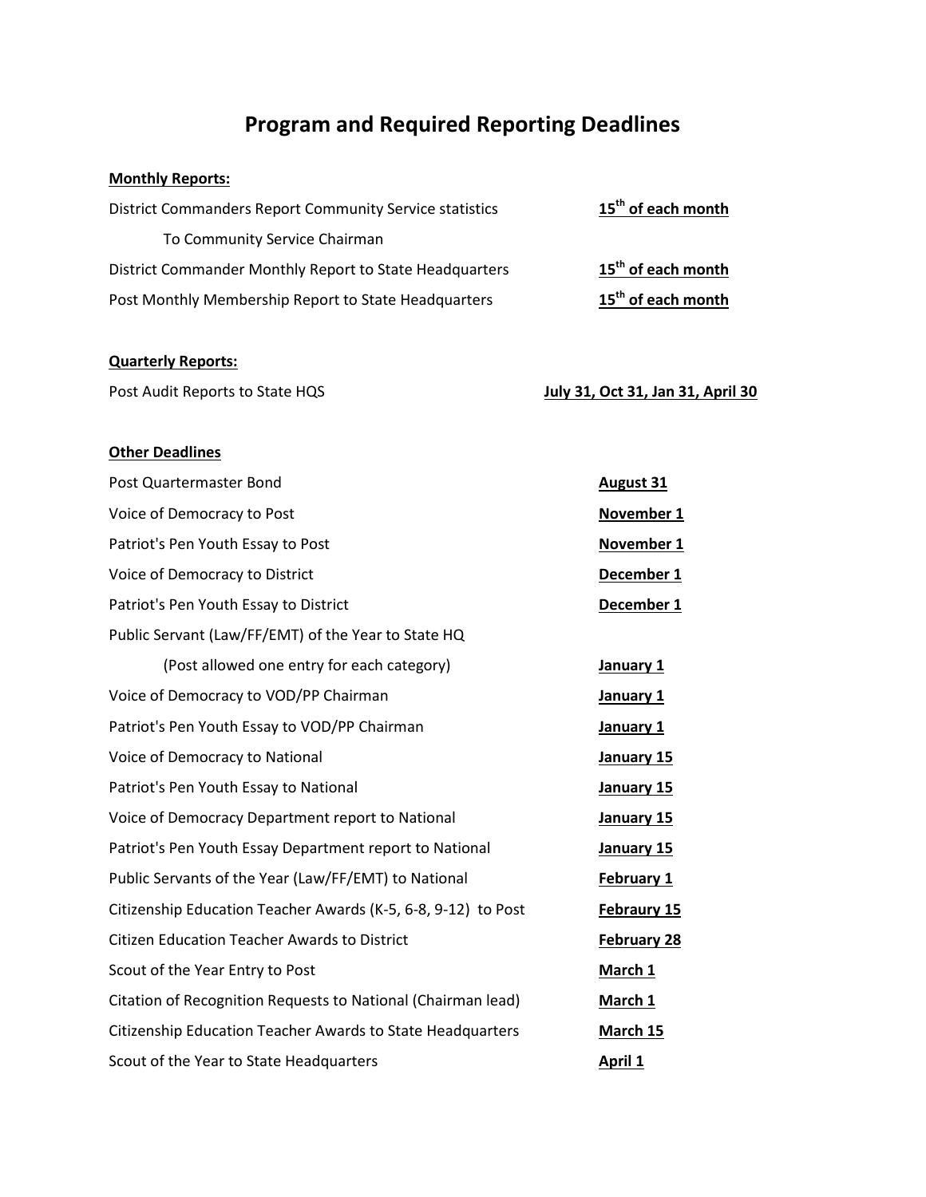# Program and Required Reporting Deadlines

**Monthly Reports:**

| | |
|---|---|
| District Commanders Report Community Service statistics To Community Service Chairman | **15th of each month** |
| District Commander Monthly Report to State Headquarters | **15th of each month** |
| Post Monthly Membership Report to State Headquarters | **15th of each month** |

**Quarterly Reports:**

| | |
|---|---|
| Post Audit Reports to State HQS | **July 31, Oct 31, Jan 31, April 30** |

**Other Deadlines**

| | |
|---|---|
| Post Quartermaster Bond | **August 31** |
| Voice of Democracy to Post | **November 1** |
| Patriot's Pen Youth Essay to Post | **November 1** |
| Voice of Democracy to District | **December 1** |
| Patriot's Pen Youth Essay to District | **December 1** |
| Public Servant (Law/FF/EMT) of the Year to State HQ (Post allowed one entry for each category) | **January 1** |
| Voice of Democracy to VOD/PP Chairman | **January 1** |
| Patriot's Pen Youth Essay to VOD/PP Chairman | **January 1** |
| Voice of Democracy to National | **January 15** |
| Patriot's Pen Youth Essay to National | **January 15** |
| Voice of Democracy Department report to National | **January 15** |
| Patriot's Pen Youth Essay Department report to National | **January 15** |
| Public Servants of the Year (Law/FF/EMT) to National | **February 1** |
| Citizenship Education Teacher Awards (K-5, 6-8, 9-12) to Post | **Febraury 15** |
| Citizen Education Teacher Awards to District | **February 28** |
| Scout of the Year Entry to Post | **March 1** |
| Citation of Recognition Requests to National (Chairman lead) | **March 1** |
| Citizenship Education Teacher Awards to State Headquarters | **March 15** |
| Scout of the Year to State Headquarters | **April 1** |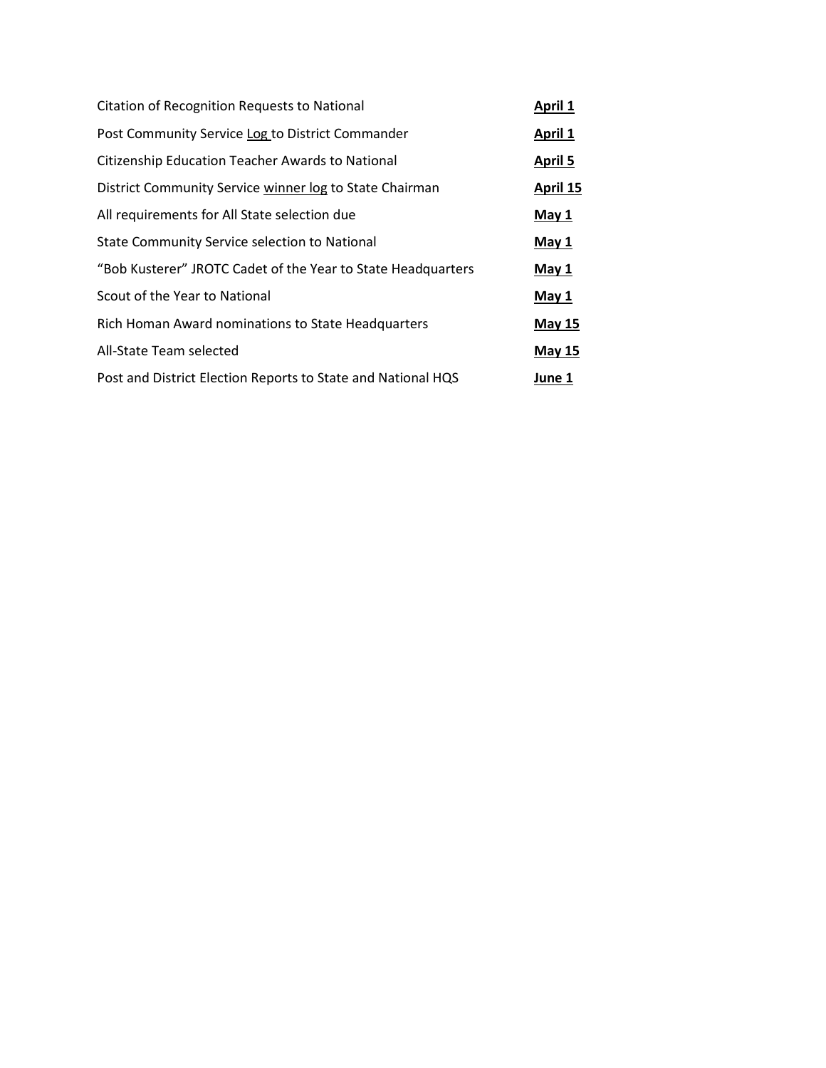| | |
|---|---|
| Citation of Recognition Requests to National | **April 1** |
| Post Community Service Log to District Commander | **April 1** |
| Citizenship Education Teacher Awards to National | **April 5** |
| District Community Service winner log to State Chairman | **April 15** |
| All requirements for All State selection due | **May 1** |
| State Community Service selection to National | **May 1** |
| "Bob Kusterer" JROTC Cadet of the Year to State Headquarters | **May 1** |
| Scout of the Year to National | **May 1** |
| Rich Homan Award nominations to State Headquarters | **May 15** |
| All-State Team selected | **May 15** |
| Post and District Election Reports to State and National HQS | **June 1** |